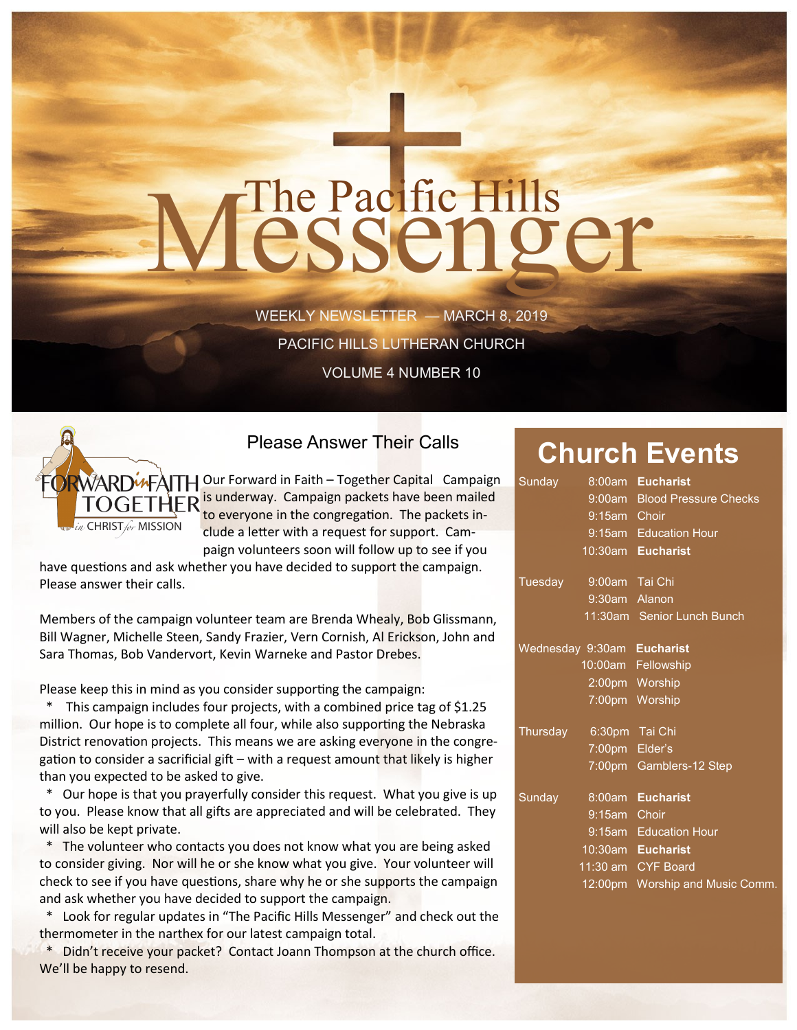# The Pacific Hills Messenger

WEEKLY NEWSLETTER — MARCH 8, 2019

PACIFIC HILLS LUTHERAN CHURCH

VOLUME 4 NUMBER 10

## Please Answer Their Calls

FORWARD in FAITH TOGETHER in CHRIST for MISSION

Our Forward in Faith – Together Capital Campaign is underway. Campaign packets have been mailed to everyone in the congregation. The packets include a letter with a request for support. Campaign volunteers soon will follow up to see if you have questions and ask whether you have decided to support the campaign. Please answer their calls.

Members of the campaign volunteer team are Brenda Whealy, Bob Glissmann, Bill Wagner, Michelle Steen, Sandy Frazier, Vern Cornish, Al Erickson, John and Sara Thomas, Bob Vandervort, Kevin Warneke and Pastor Drebes.

Please keep this in mind as you consider supporting the campaign:

* This campaign includes four projects, with a combined price tag of $1.25 million. Our hope is to complete all four, while also supporting the Nebraska District renovation projects. This means we are asking everyone in the congregation to consider a sacrificial gift – with a request amount that likely is higher than you expected to be asked to give.
* Our hope is that you prayerfully consider this request. What you give is up to you. Please know that all gifts are appreciated and will be celebrated. They will also be kept private.
* The volunteer who contacts you does not know what you are being asked to consider giving. Nor will he or she know what you give. Your volunteer will check to see if you have questions, share why he or she supports the campaign and ask whether you have decided to support the campaign.
* Look for regular updates in "The Pacific Hills Messenger" and check out the thermometer in the narthex for our latest campaign total.
* Didn't receive your packet? Contact Joann Thompson at the church office. We'll be happy to resend.

## Church Events

| Day | Time | Event |
|---|---|---|
| Sunday | 8:00am | **Eucharist** |
| | 9:00am | Blood Pressure Checks |
| | 9:15am | Choir |
| | 9:15am | Education Hour |
| | 10:30am | **Eucharist** |
| Tuesday | 9:00am | Tai Chi |
| | 9:30am | Alanon |
| | 11:30am | Senior Lunch Bunch |
| Wednesday | 9:30am | **Eucharist** |
| | 10:00am | Fellowship |
| | 2:00pm | Worship |
| | 7:00pm | Worship |
| Thursday | 6:30pm | Tai Chi |
| | 7:00pm | Elder's |
| | 7:00pm | Gamblers-12 Step |
| Sunday | 8:00am | **Eucharist** |
| | 9:15am | Choir |
| | 9:15am | Education Hour |
| | 10:30am | **Eucharist** |
| | 11:30 am | CYF Board |
| | 12:00pm | Worship and Music Comm. |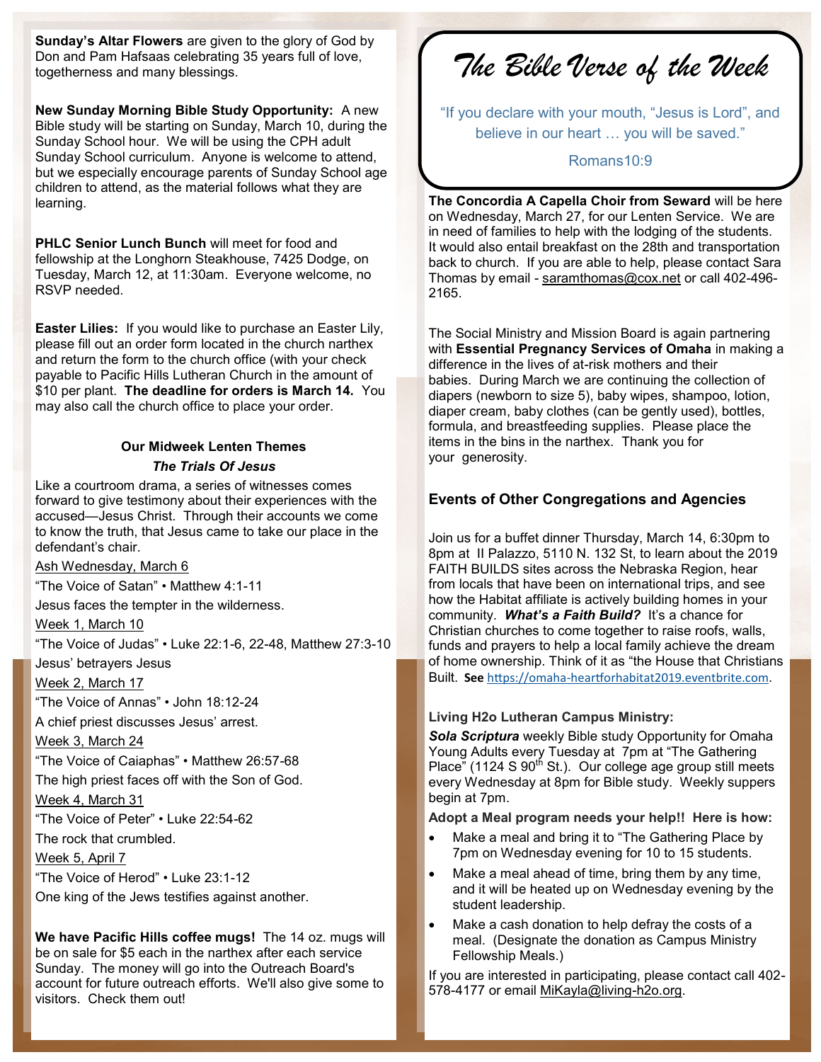**Sunday's Altar Flowers** are given to the glory of God by Don and Pam Hafsaas celebrating 35 years full of love, togetherness and many blessings.

**New Sunday Morning Bible Study Opportunity:** A new Bible study will be starting on Sunday, March 10, during the Sunday School hour. We will be using the CPH adult Sunday School curriculum. Anyone is welcome to attend, but we especially encourage parents of Sunday School age children to attend, as the material follows what they are learning.

**PHLC Senior Lunch Bunch** will meet for food and fellowship at the Longhorn Steakhouse, 7425 Dodge, on Tuesday, March 12, at 11:30am. Everyone welcome, no RSVP needed.

**Easter Lilies:** If you would like to purchase an Easter Lily, please fill out an order form located in the church narthex and return the form to the church office (with your check payable to Pacific Hills Lutheran Church in the amount of $10 per plant. **The deadline for orders is March 14.** You may also call the church office to place your order.

### Our Midweek Lenten Themes

***The Trials Of Jesus***

Like a courtroom drama, a series of witnesses comes forward to give testimony about their experiences with the accused—Jesus Christ. Through their accounts we come to know the truth, that Jesus came to take our place in the defendant's chair.

Ash Wednesday, March 6

"The Voice of Satan" • Matthew 4:1-11

Jesus faces the tempter in the wilderness.

Week 1, March 10

"The Voice of Judas" • Luke 22:1-6, 22-48, Matthew 27:3-10

Jesus' betrayers Jesus

Week 2, March 17

"The Voice of Annas" • John 18:12-24

A chief priest discusses Jesus' arrest.

Week 3, March 24

"The Voice of Caiaphas" • Matthew 26:57-68

The high priest faces off with the Son of God.

Week 4, March 31

"The Voice of Peter" • Luke 22:54-62

The rock that crumbled.

Week 5, April 7

"The Voice of Herod" • Luke 23:1-12

One king of the Jews testifies against another.

**We have Pacific Hills coffee mugs!** The 14 oz. mugs will be on sale for $5 each in the narthex after each service Sunday. The money will go into the Outreach Board's account for future outreach efforts. We'll also give some to visitors. Check them out!

## *The Bible Verse of the Week*

"If you declare with your mouth, "Jesus is Lord", and believe in our heart … you will be saved."

Romans10:9

**The Concordia A Capella Choir from Seward** will be here on Wednesday, March 27, for our Lenten Service. We are in need of families to help with the lodging of the students. It would also entail breakfast on the 28th and transportation back to church. If you are able to help, please contact Sara Thomas by email - saramthomas@cox.net or call 402-496-2165.

The Social Ministry and Mission Board is again partnering with **Essential Pregnancy Services of Omaha** in making a difference in the lives of at-risk mothers and their babies. During March we are continuing the collection of diapers (newborn to size 5), baby wipes, shampoo, lotion, diaper cream, baby clothes (can be gently used), bottles, formula, and breastfeeding supplies. Please place the items in the bins in the narthex. Thank you for your generosity.

### Events of Other Congregations and Agencies

Join us for a buffet dinner Thursday, March 14, 6:30pm to 8pm at Il Palazzo, 5110 N. 132 St, to learn about the 2019 FAITH BUILDS sites across the Nebraska Region, hear from locals that have been on international trips, and see how the Habitat affiliate is actively building homes in your community. ***What's a Faith Build?*** It's a chance for Christian churches to come together to raise roofs, walls, funds and prayers to help a local family achieve the dream of home ownership. Think of it as "the House that Christians Built. **See** https://omaha-heartforhabitat2019.eventbrite.com.

**Living H2o Lutheran Campus Ministry:**

***Sola Scriptura*** weekly Bible study Opportunity for Omaha Young Adults every Tuesday at 7pm at "The Gathering Place" (1124 S 90th St.). Our college age group still meets every Wednesday at 8pm for Bible study. Weekly suppers begin at 7pm.

**Adopt a Meal program needs your help!! Here is how:**

- Make a meal and bring it to "The Gathering Place by 7pm on Wednesday evening for 10 to 15 students.
- Make a meal ahead of time, bring them by any time, and it will be heated up on Wednesday evening by the student leadership.
- Make a cash donation to help defray the costs of a meal. (Designate the donation as Campus Ministry Fellowship Meals.)

If you are interested in participating, please contact call 402-578-4177 or email MiKayla@living-h2o.org.